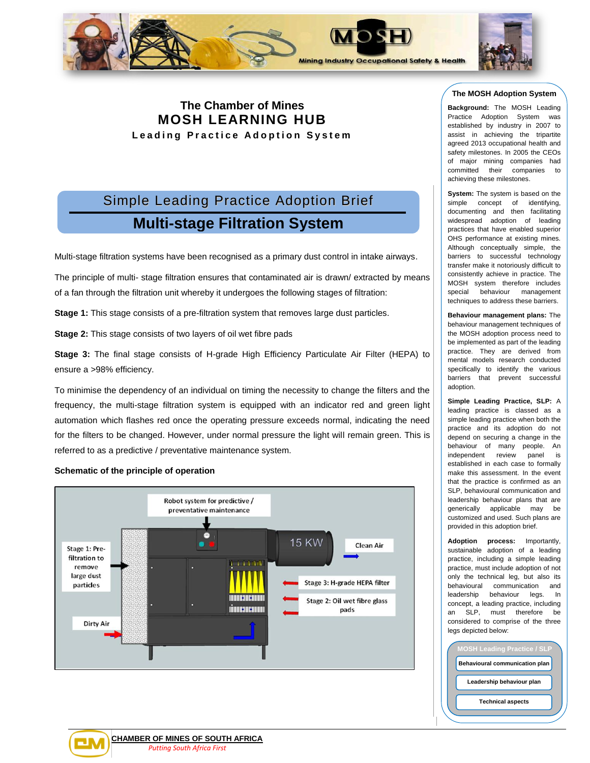# The Chamber of Mines
# MOSH LEARNING HUB
### Leading Practice Adoption System

## Simple Leading Practice Adoption Brief
## Multi-stage Filtration System

Multi-stage filtration systems have been recognised as a primary dust control in intake airways.

The principle of multi- stage filtration ensures that contaminated air is drawn/ extracted by means of a fan through the filtration unit whereby it undergoes the following stages of filtration:

**Stage 1:** This stage consists of a pre-filtration system that removes large dust particles.

**Stage 2:** This stage consists of two layers of oil wet fibre pads

**Stage 3:** The final stage consists of H-grade High Efficiency Particulate Air Filter (HEPA) to ensure a >98% efficiency.

To minimise the dependency of an individual on timing the necessity to change the filters and the frequency, the multi-stage filtration system is equipped with an indicator red and green light automation which flashes red once the operating pressure exceeds normal, indicating the need for the filters to be changed. However, under normal pressure the light will remain green. This is referred to as a predictive / preventative maintenance system.

**Schematic of the principle of operation**

Robot system for predictive / preventative maintenance

Stage 1: Pre-filtration to remove large dust particles

15 KW

Clean Air

Stage 3: H-grade HEPA filter

Stage 2: Oil wet fibre glass pads

Dirty Air

### The MOSH Adoption System

**Background:** The MOSH Leading Practice Adoption System was established by industry in 2007 to assist in achieving the tripartite agreed 2013 occupational health and safety milestones. In 2005 the CEOs of major mining companies had committed their companies to achieving these milestones.

**System:** The system is based on the simple concept of identifying, documenting and then facilitating widespread adoption of leading practices that have enabled superior OHS performance at existing mines. Although conceptually simple, the barriers to successful technology transfer make it notoriously difficult to consistently achieve in practice. The MOSH system therefore includes special behaviour management techniques to address these barriers.

**Behaviour management plans:** The behaviour management techniques of the MOSH adoption process need to be implemented as part of the leading practice. They are derived from mental models research conducted specifically to identify the various barriers that prevent successful adoption.

**Simple Leading Practice, SLP:** A leading practice is classed as a simple leading practice when both the practice and its adoption do not depend on securing a change in the behaviour of many people. An independent review panel is established in each case to formally make this assessment. In the event that the practice is confirmed as an SLP, behavioural communication and leadership behaviour plans that are generically applicable may be customized and used. Such plans are provided in this adoption brief.

**Adoption process:** Importantly, sustainable adoption of a leading practice, including a simple leading practice, must include adoption of not only the technical leg, but also its behavioural communication and leadership behaviour legs. In concept, a leading practice, including an SLP, must therefore be considered to comprise of the three legs depicted below:

MOSH Leading Practice / SLP
- Behavioural communication plan
- Leadership behaviour plan
- Technical aspects

**CHAMBER OF MINES OF SOUTH AFRICA**
*Putting South Africa First*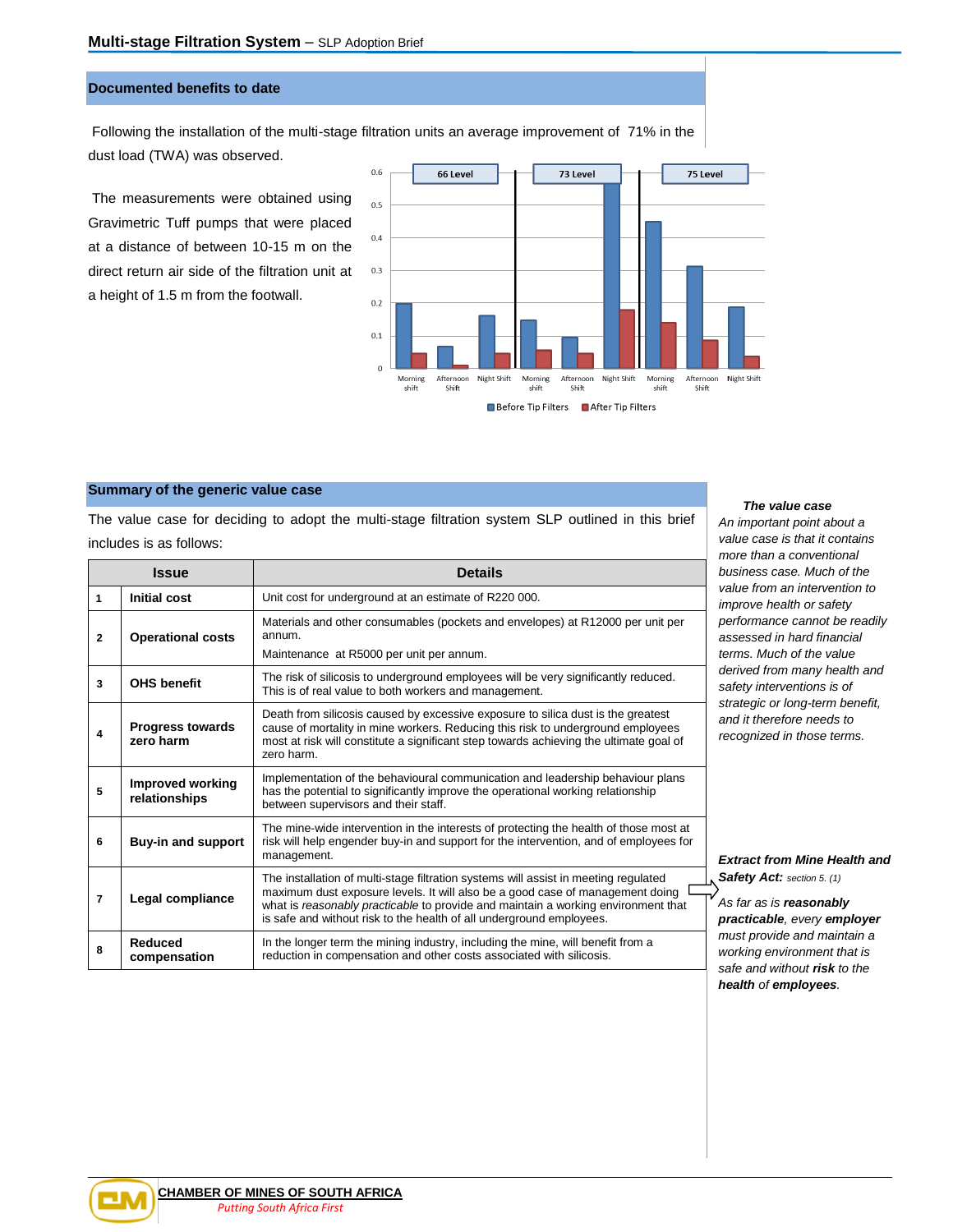## Documented benefits to date

Following the installation of the multi-stage filtration units an average improvement of 71% in the dust load (TWA) was observed.

The measurements were obtained using Gravimetric Tuff pumps that were placed at a distance of between 10-15 m on the direct return air side of the filtration unit at a height of 1.5 m from the footwall.

## Summary of the generic value case

The value case for deciding to adopt the multi-stage filtration system SLP outlined in this brief includes is as follows:

| | Issue | Details |
|---|---|---|
| 1 | **Initial cost** | Unit cost for underground at an estimate of R220 000. |
| 2 | **Operational costs** | Materials and other consumables (pockets and envelopes) at R12000 per unit per annum.<br>Maintenance at R5000 per unit per annum. |
| 3 | **OHS benefit** | The risk of silicosis to underground employees will be very significantly reduced. This is of real value to both workers and management. |
| 4 | **Progress towards zero harm** | Death from silicosis caused by excessive exposure to silica dust is the greatest cause of mortality in mine workers. Reducing this risk to underground employees most at risk will constitute a significant step towards achieving the ultimate goal of zero harm. |
| 5 | **Improved working relationships** | Implementation of the behavioural communication and leadership behaviour plans has the potential to significantly improve the operational working relationship between supervisors and their staff. |
| 6 | **Buy-in and support** | The mine-wide intervention in the interests of protecting the health of those most at risk will help engender buy-in and support for the intervention, and of employees for management. |
| 7 | **Legal compliance** | The installation of multi-stage filtration systems will assist in meeting regulated maximum dust exposure levels. It will also be a good case of management doing what is *reasonably practicable* to provide and maintain a working environment that is safe and without risk to the health of all underground employees. |
| 8 | **Reduced compensation** | In the longer term the mining industry, including the mine, will benefit from a reduction in compensation and other costs associated with silicosis. |

***The value case***

*An important point about a value case is that it contains more than a conventional business case. Much of the value from an intervention to improve health or safety performance cannot be readily assessed in hard financial terms. Much of the value derived from many health and safety interventions is of strategic or long-term benefit, and it therefore needs to be recognized in those terms.*

***Extract from Mine Health and Safety Act:*** *section 5. (1)*

*As far as is **reasonably practicable**, every **employer** must provide and maintain a working environment that is safe and without **risk** to the **health** of **employees**.*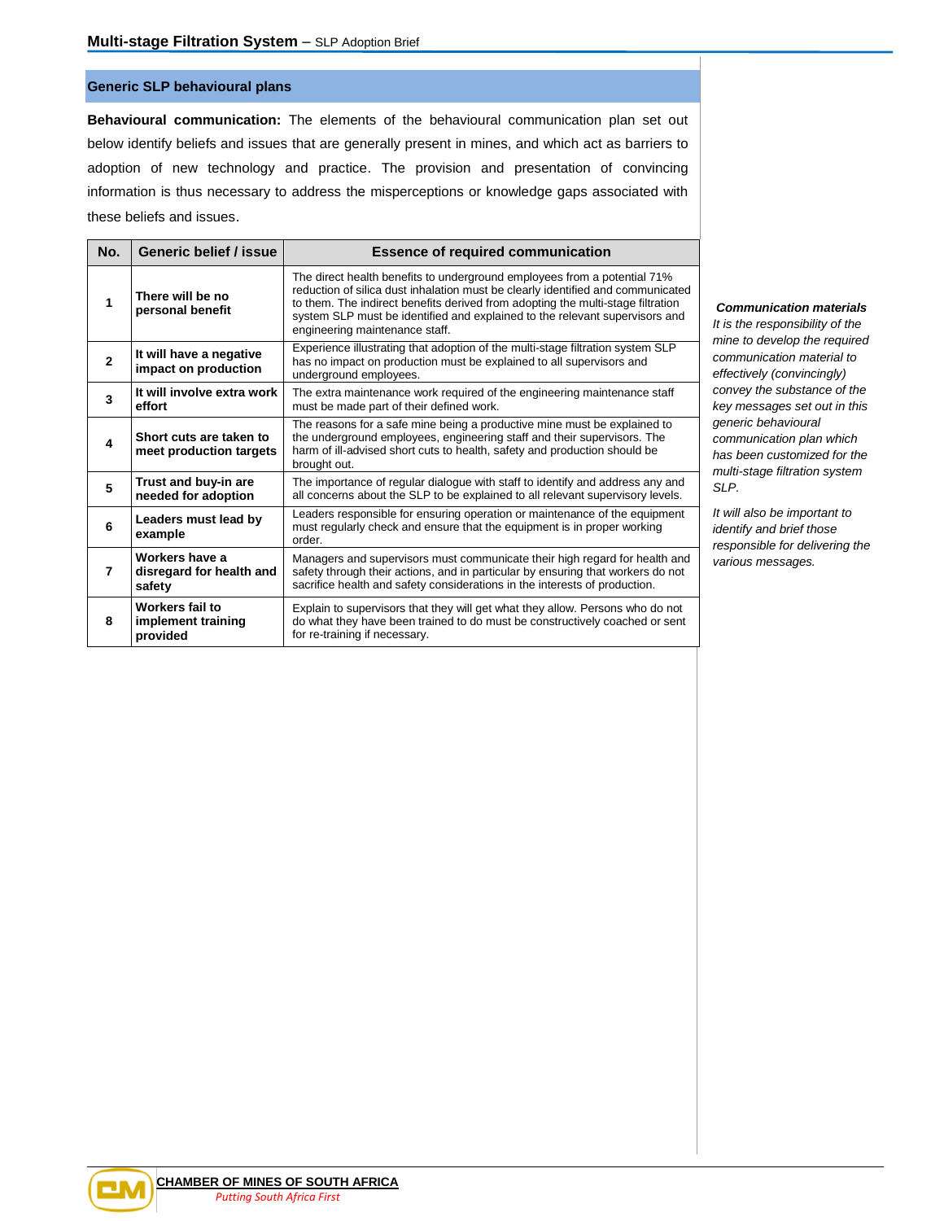## Generic SLP behavioural plans

**Behavioural communication:** The elements of the behavioural communication plan set out below identify beliefs and issues that are generally present in mines, and which act as barriers to adoption of new technology and practice. The provision and presentation of convincing information is thus necessary to address the misperceptions or knowledge gaps associated with these beliefs and issues.

| No. | Generic belief / issue | Essence of required communication |
|---|---|---|
| 1 | **There will be no personal benefit** | The direct health benefits to underground employees from a potential 71% reduction of silica dust inhalation must be clearly identified and communicated to them. The indirect benefits derived from adopting the multi-stage filtration system SLP must be identified and explained to the relevant supervisors and engineering maintenance staff. |
| 2 | **It will have a negative impact on production** | Experience illustrating that adoption of the multi-stage filtration system SLP has no impact on production must be explained to all supervisors and underground employees. |
| 3 | **It will involve extra work effort** | The extra maintenance work required of the engineering maintenance staff must be made part of their defined work. |
| 4 | **Short cuts are taken to meet production targets** | The reasons for a safe mine being a productive mine must be explained to the underground employees, engineering staff and their supervisors. The harm of ill-advised short cuts to health, safety and production should be brought out. |
| 5 | **Trust and buy-in are needed for adoption** | The importance of regular dialogue with staff to identify and address any and all concerns about the SLP to be explained to all relevant supervisory levels. |
| 6 | **Leaders must lead by example** | Leaders responsible for ensuring operation or maintenance of the equipment must regularly check and ensure that the equipment is in proper working order. |
| 7 | **Workers have a disregard for health and safety** | Managers and supervisors must communicate their high regard for health and safety through their actions, and in particular by ensuring that workers do not sacrifice health and safety considerations in the interests of production. |
| 8 | **Workers fail to implement training provided** | Explain to supervisors that they will get what they allow. Persons who do not do what they have been trained to do must be constructively coached or sent for re-training if necessary. |

***Communication materials***

*It is the responsibility of the mine to develop the required communication material to effectively (convincingly) convey the substance of the key messages set out in this generic behavioural communication plan which has been customized for the multi-stage filtration system SLP.*

*It will also be important to identify and brief those responsible for delivering the various messages.*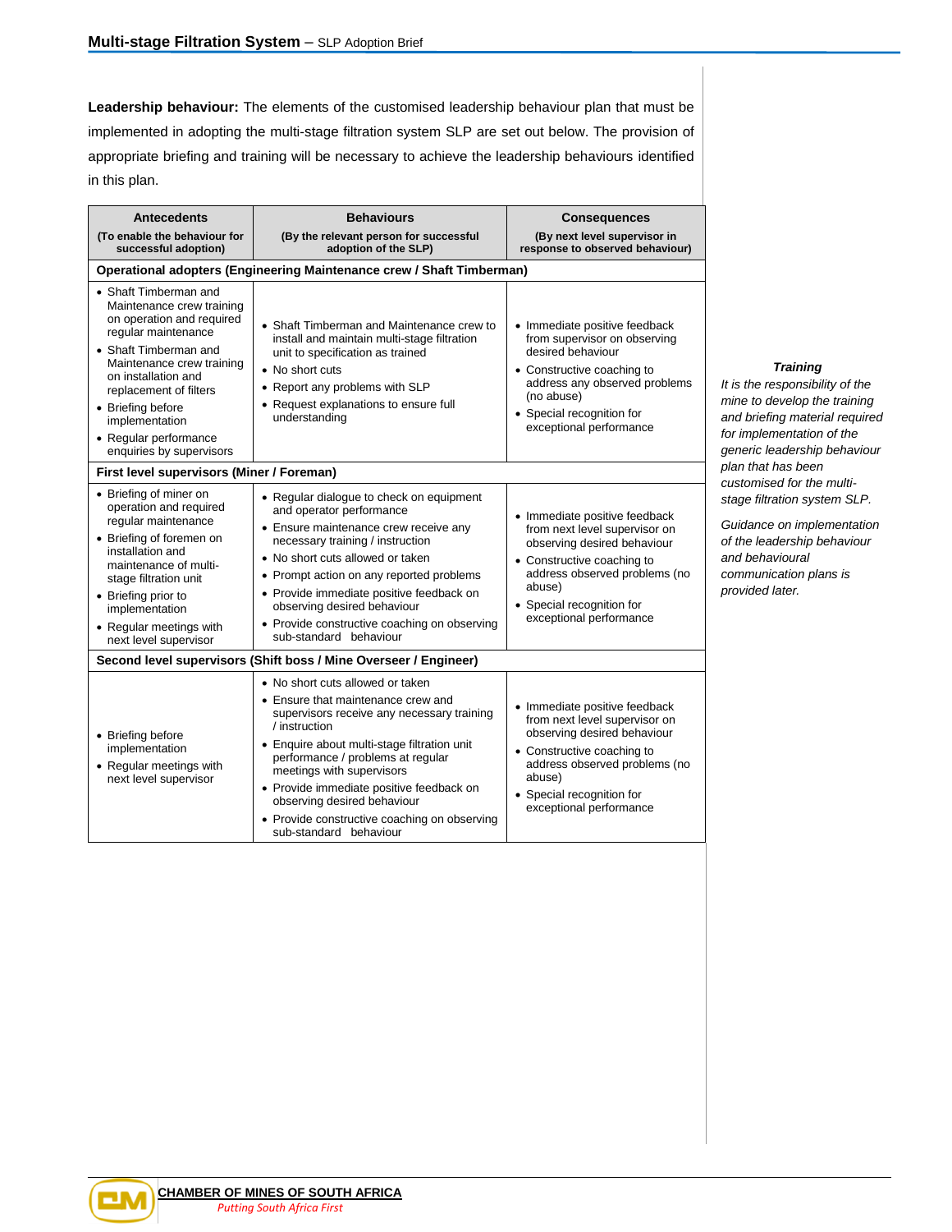**Leadership behaviour:** The elements of the customised leadership behaviour plan that must be implemented in adopting the multi-stage filtration system SLP are set out below. The provision of appropriate briefing and training will be necessary to achieve the leadership behaviours identified in this plan.

| Antecedents (To enable the behaviour for successful adoption) | Behaviours (By the relevant person for successful adoption of the SLP) | Consequences (By next level supervisor in response to observed behaviour) |
|---|---|---|
| **Operational adopters (Engineering Maintenance crew / Shaft Timberman)** | | |
| • Shaft Timberman and Maintenance crew training on operation and required regular maintenance<br>• Shaft Timberman and Maintenance crew training on installation and replacement of filters<br>• Briefing before implementation<br>• Regular performance enquiries by supervisors | • Shaft Timberman and Maintenance crew to install and maintain multi-stage filtration unit to specification as trained<br>• No short cuts<br>• Report any problems with SLP<br>• Request explanations to ensure full understanding | • Immediate positive feedback from supervisor on observing desired behaviour<br>• Constructive coaching to address any observed problems (no abuse)<br>• Special recognition for exceptional performance |
| **First level supervisors (Miner / Foreman)** | | |
| • Briefing of miner on operation and required regular maintenance<br>• Briefing of foremen on installation and maintenance of multi-stage filtration unit<br>• Briefing prior to implementation<br>• Regular meetings with next level supervisor | • Regular dialogue to check on equipment and operator performance<br>• Ensure maintenance crew receive any necessary training / instruction<br>• No short cuts allowed or taken<br>• Prompt action on any reported problems<br>• Provide immediate positive feedback on observing desired behaviour<br>• Provide constructive coaching on observing sub-standard behaviour | • Immediate positive feedback from next level supervisor on observing desired behaviour<br>• Constructive coaching to address observed problems (no abuse)<br>• Special recognition for exceptional performance |
| **Second level supervisors (Shift boss / Mine Overseer / Engineer)** | | |
| • Briefing before implementation<br>• Regular meetings with next level supervisor | • No short cuts allowed or taken<br>• Ensure that maintenance crew and supervisors receive any necessary training / instruction<br>• Enquire about multi-stage filtration unit performance / problems at regular meetings with supervisors<br>• Provide immediate positive feedback on observing desired behaviour<br>• Provide constructive coaching on observing sub-standard behaviour | • Immediate positive feedback from next level supervisor on observing desired behaviour<br>• Constructive coaching to address observed problems (no abuse)<br>• Special recognition for exceptional performance |

***Training***

*It is the responsibility of the mine to develop the training and briefing material required for implementation of the generic leadership behaviour plan that has been customised for the multi-stage filtration system SLP.*

*Guidance on implementation of the leadership behaviour and behavioural communication plans is provided later.*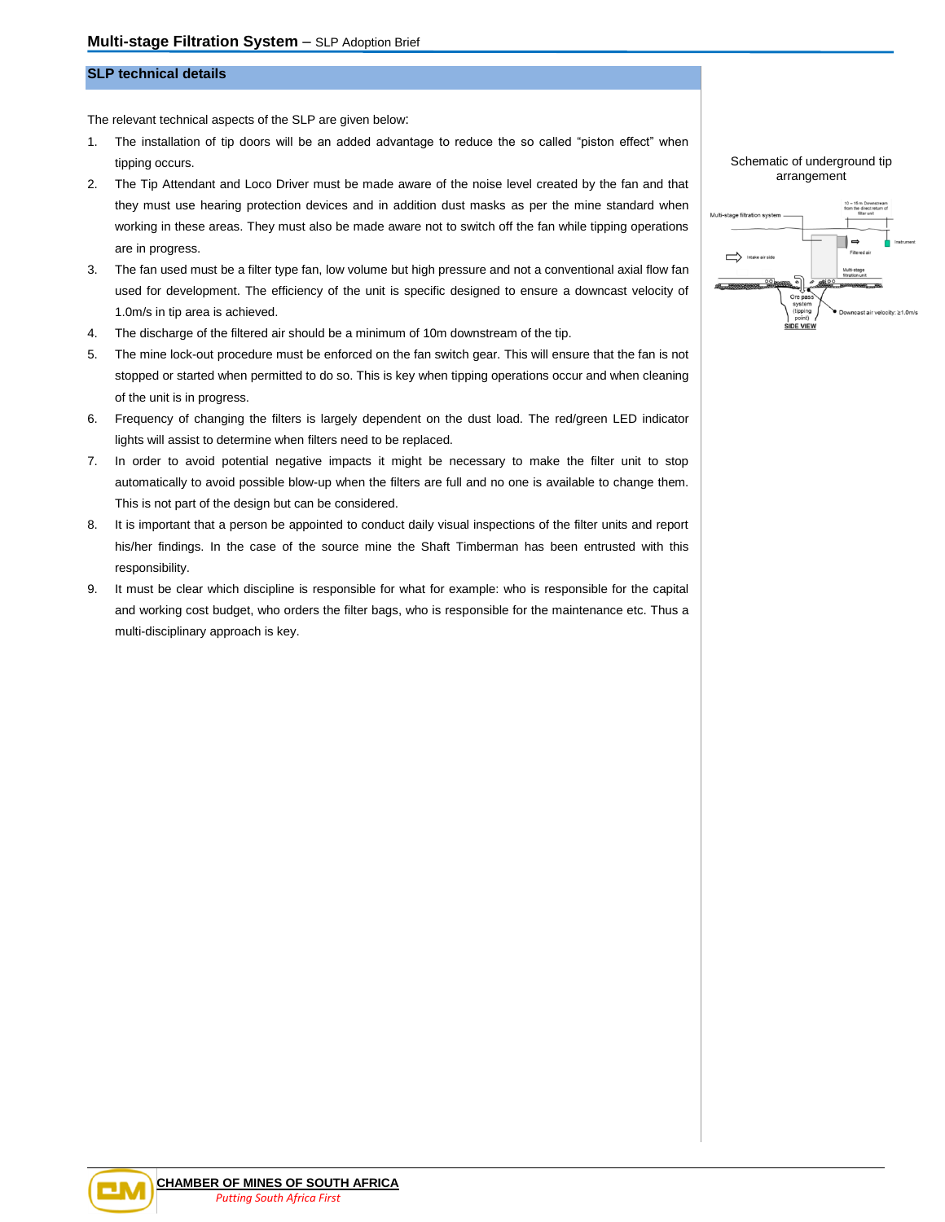## SLP technical details

The relevant technical aspects of the SLP are given below:

1. The installation of tip doors will be an added advantage to reduce the so called "piston effect" when tipping occurs.
2. The Tip Attendant and Loco Driver must be made aware of the noise level created by the fan and that they must use hearing protection devices and in addition dust masks as per the mine standard when working in these areas. They must also be made aware not to switch off the fan while tipping operations are in progress.
3. The fan used must be a filter type fan, low volume but high pressure and not a conventional axial flow fan used for development. The efficiency of the unit is specific designed to ensure a downcast velocity of 1.0m/s in tip area is achieved.
4. The discharge of the filtered air should be a minimum of 10m downstream of the tip.
5. The mine lock-out procedure must be enforced on the fan switch gear. This will ensure that the fan is not stopped or started when permitted to do so. This is key when tipping operations occur and when cleaning of the unit is in progress.
6. Frequency of changing the filters is largely dependent on the dust load. The red/green LED indicator lights will assist to determine when filters need to be replaced.
7. In order to avoid potential negative impacts it might be necessary to make the filter unit to stop automatically to avoid possible blow-up when the filters are full and no one is available to change them. This is not part of the design but can be considered.
8. It is important that a person be appointed to conduct daily visual inspections of the filter units and report his/her findings. In the case of the source mine the Shaft Timberman has been entrusted with this responsibility.
9. It must be clear which discipline is responsible for what for example: who is responsible for the capital and working cost budget, who orders the filter bags, who is responsible for the maintenance etc. Thus a multi-disciplinary approach is key.

Schematic of underground tip arrangement

Multi-stage filtration system

10 – 15m Downstream from the direct return of filter unit

Instrument

Filtered air

Intake air side

Multi-stage filtration unit

Ore pass system (tipping point)

Downcast air velocity: ≥1.0m/s

SIDE VIEW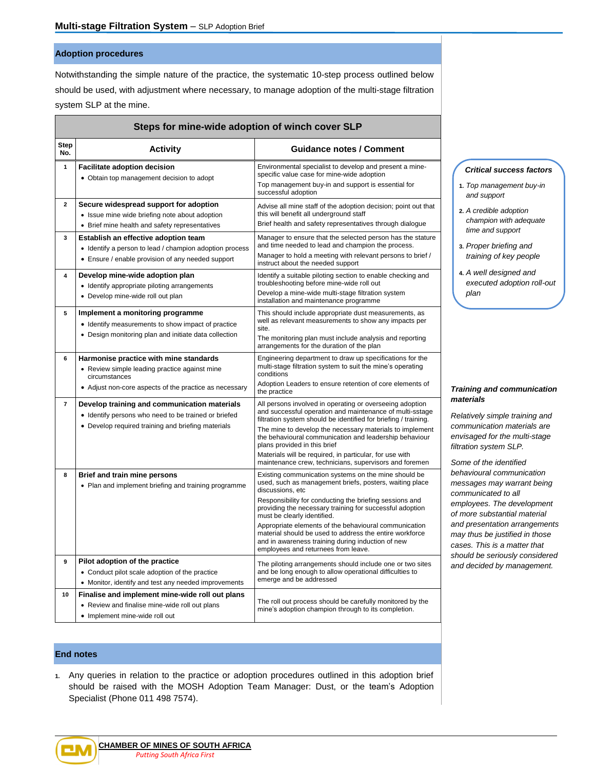## Adoption procedures

Notwithstanding the simple nature of the practice, the systematic 10-step process outlined below should be used, with adjustment where necessary, to manage adoption of the multi-stage filtration system SLP at the mine.

**Steps for mine-wide adoption of winch cover SLP**

| Step No. | Activity | Guidance notes / Comment |
|---|---|---|
| 1 | **Facilitate adoption decision**<br>• Obtain top management decision to adopt | Environmental specialist to develop and present a mine-specific value case for mine-wide adoption<br>Top management buy-in and support is essential for successful adoption |
| 2 | **Secure widespread support for adoption**<br>• Issue mine wide briefing note about adoption<br>• Brief mine health and safety representatives | Advise all mine staff of the adoption decision; point out that this will benefit all underground staff<br>Brief health and safety representatives through dialogue |
| 3 | **Establish an effective adoption team**<br>• Identify a person to lead / champion adoption process<br>• Ensure / enable provision of any needed support | Manager to ensure that the selected person has the stature and time needed to lead and champion the process.<br>Manager to hold a meeting with relevant persons to brief / instruct about the needed support |
| 4 | **Develop mine-wide adoption plan**<br>• Identify appropriate piloting arrangements<br>• Develop mine-wide roll out plan | Identify a suitable piloting section to enable checking and troubleshooting before mine-wide roll out<br>Develop a mine-wide multi-stage filtration system installation and maintenance programme |
| 5 | **Implement a monitoring programme**<br>• Identify measurements to show impact of practice<br>• Design monitoring plan and initiate data collection | This should include appropriate dust measurements, as well as relevant measurements to show any impacts per site.<br>The monitoring plan must include analysis and reporting arrangements for the duration of the plan |
| 6 | **Harmonise practice with mine standards**<br>• Review simple leading practice against mine circumstances<br>• Adjust non-core aspects of the practice as necessary | Engineering department to draw up specifications for the multi-stage filtration system to suit the mine's operating conditions<br>Adoption Leaders to ensure retention of core elements of the practice |
| 7 | **Develop training and communication materials**<br>• Identify persons who need to be trained or briefed<br>• Develop required training and briefing materials | All persons involved in operating or overseeing adoption and successful operation and maintenance of multi-stage filtration system should be identified for briefing / training.<br>The mine to develop the necessary materials to implement the behavioural communication and leadership behaviour plans provided in this brief<br>Materials will be required, in particular, for use with maintenance crew, technicians, supervisors and foremen |
| 8 | **Brief and train mine persons**<br>• Plan and implement briefing and training programme | Existing communication systems on the mine should be used, such as management briefs, posters, waiting place discussions, etc<br>Responsibility for conducting the briefing sessions and providing the necessary training for successful adoption must be clearly identified.<br>Appropriate elements of the behavioural communication material should be used to address the entire workforce and in awareness training during induction of new employees and returnees from leave. |
| 9 | **Pilot adoption of the practice**<br>• Conduct pilot scale adoption of the practice<br>• Monitor, identify and test any needed improvements | The piloting arrangements should include one or two sites and be long enough to allow operational difficulties to emerge and be addressed |
| 10 | **Finalise and implement mine-wide roll out plans**<br>• Review and finalise mine-wide roll out plans<br>• Implement mine-wide roll out | The roll out process should be carefully monitored by the mine's adoption champion through to its completion. |

***Critical success factors***

1. *Top management buy-in and support*
2. *A credible adoption champion with adequate time and support*
3. *Proper briefing and training of key people*
4. *A well designed and executed adoption roll-out plan*

***Training and communication materials***

*Relatively simple training and communication materials are envisaged for the multi-stage filtration system SLP.*

*Some of the identified behavioural communication messages may warrant being communicated to all employees. The development of more substantial material and presentation arrangements may thus be justified in those cases. This is a matter that should be seriously considered and decided by management.*

## End notes

1. Any queries in relation to the practice or adoption procedures outlined in this adoption brief should be raised with the MOSH Adoption Team Manager: Dust, or the team's Adoption Specialist (Phone 011 498 7574).